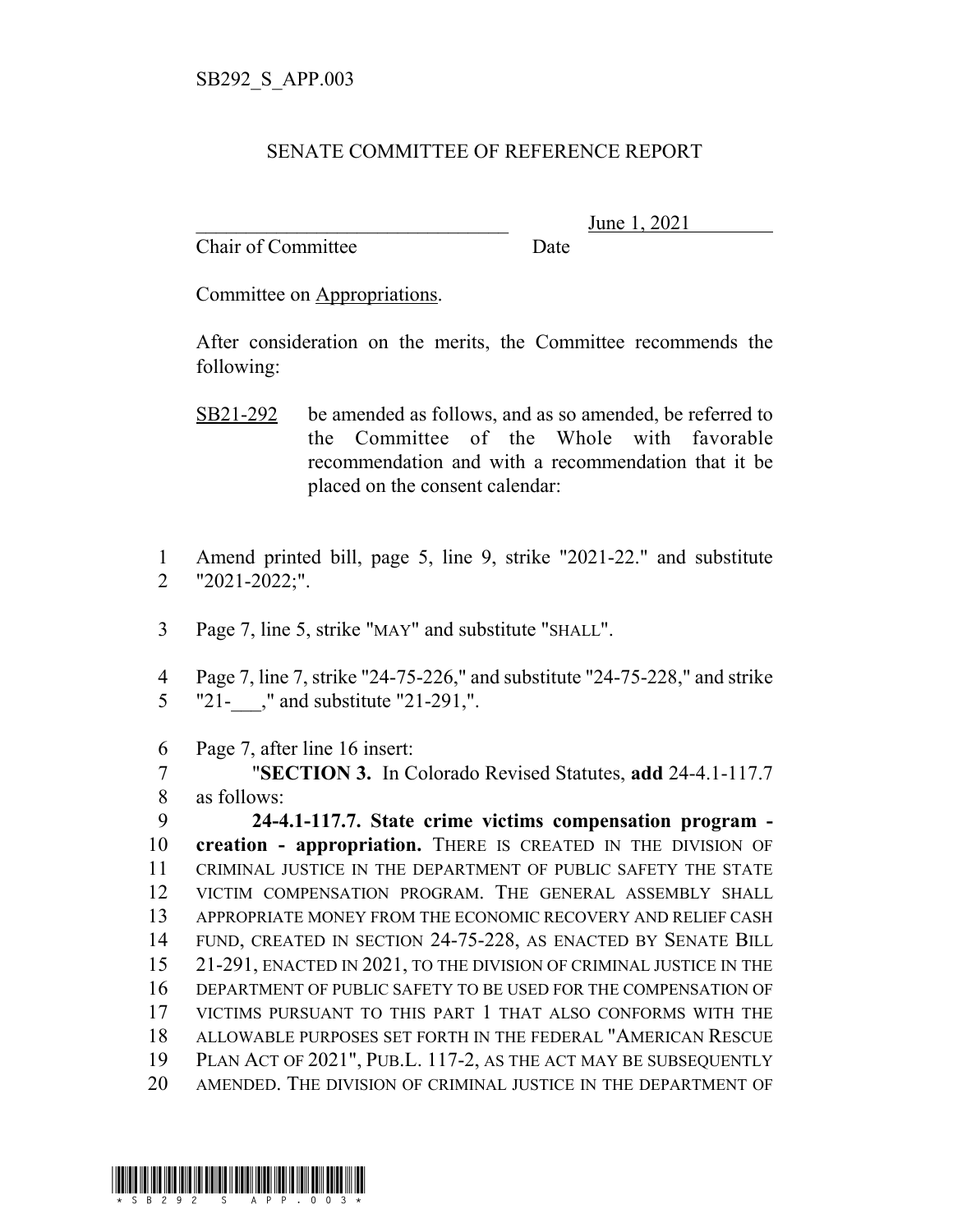SB292_S_APP.003

# SENATE COMMITTEE OF REFERENCE REPORT

\_\_\_\_\_\_\_\_\_\_\_\_\_\_\_\_\_\_\_\_\_\_\_\_\_\_\_\_\_\_\_\_ June 1, 2021
Chair of Committee Date

Committee on Appropriations.

After consideration on the merits, the Committee recommends the following:

SB21-292 be amended as follows, and as so amended, be referred to the Committee of the Whole with favorable recommendation and with a recommendation that it be placed on the consent calendar:

1 Amend printed bill, page 5, line 9, strike "2021-22." and substitute
2 "2021-2022;".

3 Page 7, line 5, strike "MAY" and substitute "SHALL".

4 Page 7, line 7, strike "24-75-226," and substitute "24-75-228," and strike
5 "21-___," and substitute "21-291,".

6 Page 7, after line 16 insert:
7 "**SECTION 3.** In Colorado Revised Statutes, **add** 24-4.1-117.7
8 as follows:
9 **24-4.1-117.7. State crime victims compensation program -**
10 **creation - appropriation.** THERE IS CREATED IN THE DIVISION OF
11 CRIMINAL JUSTICE IN THE DEPARTMENT OF PUBLIC SAFETY THE STATE
12 VICTIM COMPENSATION PROGRAM. THE GENERAL ASSEMBLY SHALL
13 APPROPRIATE MONEY FROM THE ECONOMIC RECOVERY AND RELIEF CASH
14 FUND, CREATED IN SECTION 24-75-228, AS ENACTED BY SENATE BILL
15 21-291, ENACTED IN 2021, TO THE DIVISION OF CRIMINAL JUSTICE IN THE
16 DEPARTMENT OF PUBLIC SAFETY TO BE USED FOR THE COMPENSATION OF
17 VICTIMS PURSUANT TO THIS PART 1 THAT ALSO CONFORMS WITH THE
18 ALLOWABLE PURPOSES SET FORTH IN THE FEDERAL "AMERICAN RESCUE
19 PLAN ACT OF 2021", PUB.L. 117-2, AS THE ACT MAY BE SUBSEQUENTLY
20 AMENDED. THE DIVISION OF CRIMINAL JUSTICE IN THE DEPARTMENT OF

\*SB292_S_APP.003\*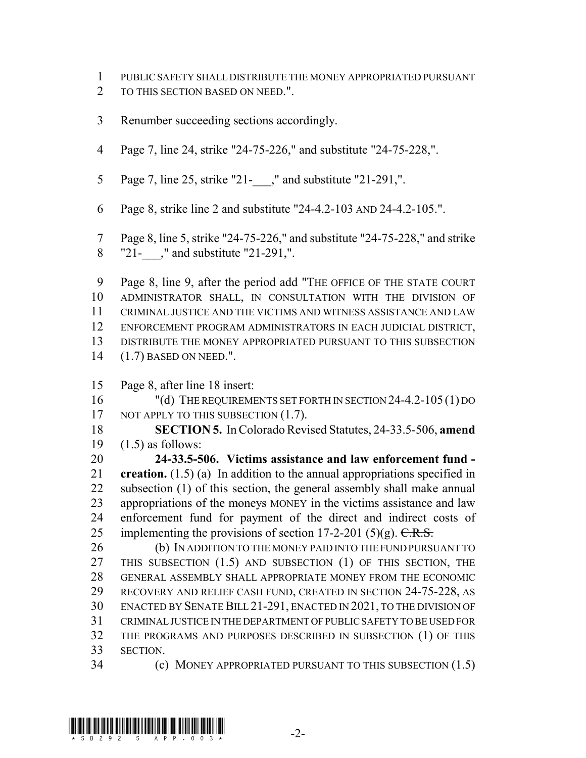PUBLIC SAFETY SHALL DISTRIBUTE THE MONEY APPROPRIATED PURSUANT TO THIS SECTION BASED ON NEED.".

Renumber succeeding sections accordingly.

Page 7, line 24, strike "24-75-226," and substitute "24-75-228,".

Page 7, line 25, strike "21-___," and substitute "21-291,".

Page 8, strike line 2 and substitute "24-4.2-103 AND 24-4.2-105.".

Page 8, line 5, strike "24-75-226," and substitute "24-75-228," and strike "21-___," and substitute "21-291,".

Page 8, line 9, after the period add "THE OFFICE OF THE STATE COURT ADMINISTRATOR SHALL, IN CONSULTATION WITH THE DIVISION OF CRIMINAL JUSTICE AND THE VICTIMS AND WITNESS ASSISTANCE AND LAW ENFORCEMENT PROGRAM ADMINISTRATORS IN EACH JUDICIAL DISTRICT, DISTRIBUTE THE MONEY APPROPRIATED PURSUANT TO THIS SUBSECTION (1.7) BASED ON NEED.".

Page 8, after line 18 insert:

"(d) THE REQUIREMENTS SET FORTH IN SECTION 24-4.2-105 (1) DO NOT APPLY TO THIS SUBSECTION (1.7).

**SECTION 5.** In Colorado Revised Statutes, 24-33.5-506, **amend** (1.5) as follows:

**24-33.5-506. Victims assistance and law enforcement fund - creation.** (1.5) (a) In addition to the annual appropriations specified in subsection (1) of this section, the general assembly shall make annual appropriations of the ~~moneys~~ MONEY in the victims assistance and law enforcement fund for payment of the direct and indirect costs of implementing the provisions of section 17-2-201 (5)(g). ~~C.R.S.~~

(b) IN ADDITION TO THE MONEY PAID INTO THE FUND PURSUANT TO THIS SUBSECTION (1.5) AND SUBSECTION (1) OF THIS SECTION, THE GENERAL ASSEMBLY SHALL APPROPRIATE MONEY FROM THE ECONOMIC RECOVERY AND RELIEF CASH FUND, CREATED IN SECTION 24-75-228, AS ENACTED BY SENATE BILL 21-291, ENACTED IN 2021, TO THE DIVISION OF CRIMINAL JUSTICE IN THE DEPARTMENT OF PUBLIC SAFETY TO BE USED FOR THE PROGRAMS AND PURPOSES DESCRIBED IN SUBSECTION (1) OF THIS SECTION.

(c) MONEY APPROPRIATED PURSUANT TO THIS SUBSECTION (1.5)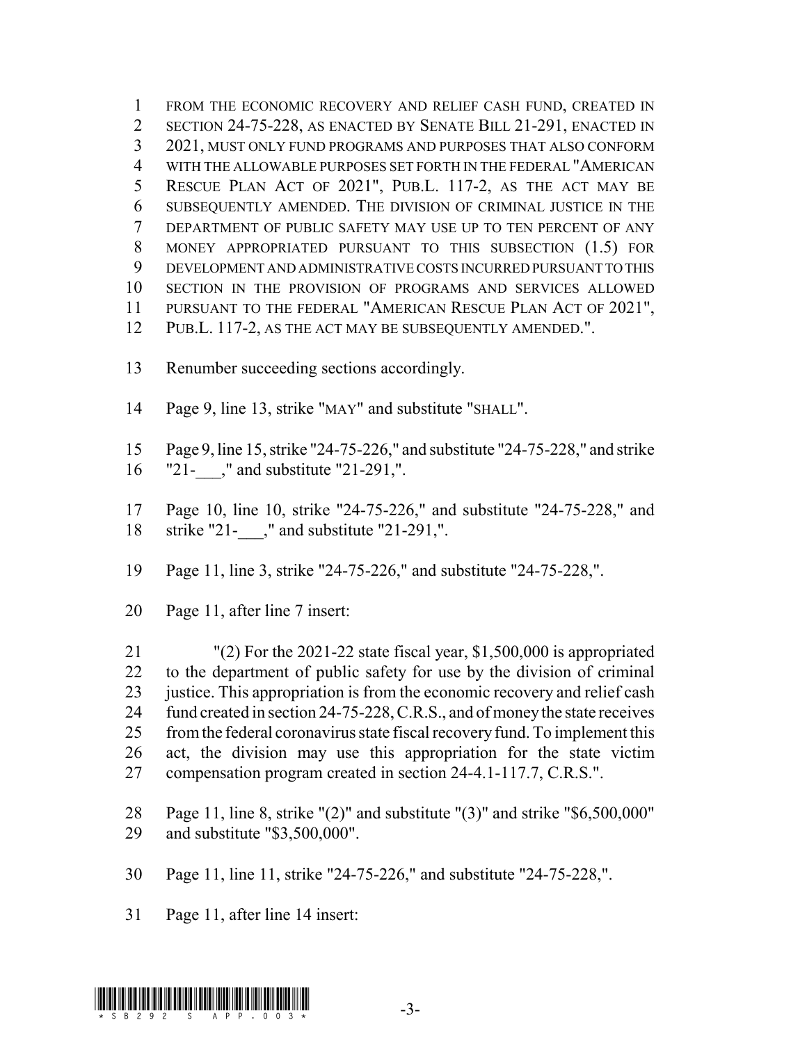FROM THE ECONOMIC RECOVERY AND RELIEF CASH FUND, CREATED IN SECTION 24-75-228, AS ENACTED BY SENATE BILL 21-291, ENACTED IN 2021, MUST ONLY FUND PROGRAMS AND PURPOSES THAT ALSO CONFORM WITH THE ALLOWABLE PURPOSES SET FORTH IN THE FEDERAL "AMERICAN RESCUE PLAN ACT OF 2021", PUB.L. 117-2, AS THE ACT MAY BE SUBSEQUENTLY AMENDED. THE DIVISION OF CRIMINAL JUSTICE IN THE DEPARTMENT OF PUBLIC SAFETY MAY USE UP TO TEN PERCENT OF ANY MONEY APPROPRIATED PURSUANT TO THIS SUBSECTION (1.5) FOR DEVELOPMENT AND ADMINISTRATIVE COSTS INCURRED PURSUANT TO THIS SECTION IN THE PROVISION OF PROGRAMS AND SERVICES ALLOWED PURSUANT TO THE FEDERAL "AMERICAN RESCUE PLAN ACT OF 2021", PUB.L. 117-2, AS THE ACT MAY BE SUBSEQUENTLY AMENDED.".

Renumber succeeding sections accordingly.

Page 9, line 13, strike "MAY" and substitute "SHALL".

Page 9, line 15, strike "24-75-226," and substitute "24-75-228," and strike "21-___," and substitute "21-291,".

Page 10, line 10, strike "24-75-226," and substitute "24-75-228," and strike "21-___," and substitute "21-291,".

Page 11, line 3, strike "24-75-226," and substitute "24-75-228,".

Page 11, after line 7 insert:

"(2) For the 2021-22 state fiscal year, $1,500,000 is appropriated to the department of public safety for use by the division of criminal justice. This appropriation is from the economic recovery and relief cash fund created in section 24-75-228, C.R.S., and of money the state receives from the federal coronavirus state fiscal recovery fund. To implement this act, the division may use this appropriation for the state victim compensation program created in section 24-4.1-117.7, C.R.S.".

Page 11, line 8, strike "(2)" and substitute "(3)" and strike "$6,500,000" and substitute "$3,500,000".

Page 11, line 11, strike "24-75-226," and substitute "24-75-228,".

Page 11, after line 14 insert: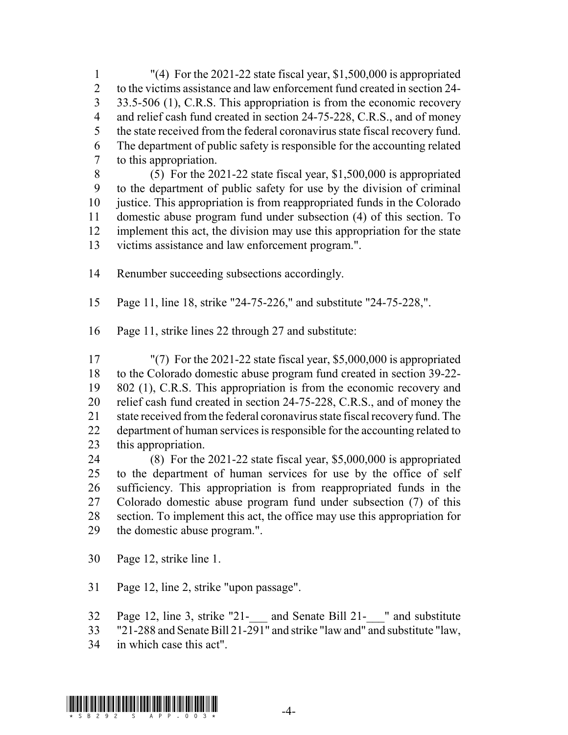"(4) For the 2021-22 state fiscal year, $1,500,000 is appropriated to the victims assistance and law enforcement fund created in section 24-33.5-506 (1), C.R.S. This appropriation is from the economic recovery and relief cash fund created in section 24-75-228, C.R.S., and of money the state received from the federal coronavirus state fiscal recovery fund. The department of public safety is responsible for the accounting related to this appropriation.

(5) For the 2021-22 state fiscal year, $1,500,000 is appropriated to the department of public safety for use by the division of criminal justice. This appropriation is from reappropriated funds in the Colorado domestic abuse program fund under subsection (4) of this section. To implement this act, the division may use this appropriation for the state victims assistance and law enforcement program.".

Renumber succeeding subsections accordingly.

Page 11, line 18, strike "24-75-226," and substitute "24-75-228,".

Page 11, strike lines 22 through 27 and substitute:

"(7) For the 2021-22 state fiscal year, $5,000,000 is appropriated to the Colorado domestic abuse program fund created in section 39-22-802 (1), C.R.S. This appropriation is from the economic recovery and relief cash fund created in section 24-75-228, C.R.S., and of money the state received from the federal coronavirus state fiscal recovery fund. The department of human services is responsible for the accounting related to this appropriation.

(8) For the 2021-22 state fiscal year, $5,000,000 is appropriated to the department of human services for use by the office of self sufficiency. This appropriation is from reappropriated funds in the Colorado domestic abuse program fund under subsection (7) of this section. To implement this act, the office may use this appropriation for the domestic abuse program.".

Page 12, strike line 1.

Page 12, line 2, strike "upon passage".

Page 12, line 3, strike "21-___ and Senate Bill 21-___" and substitute "21-288 and Senate Bill 21-291" and strike "law and" and substitute "law, in which case this act".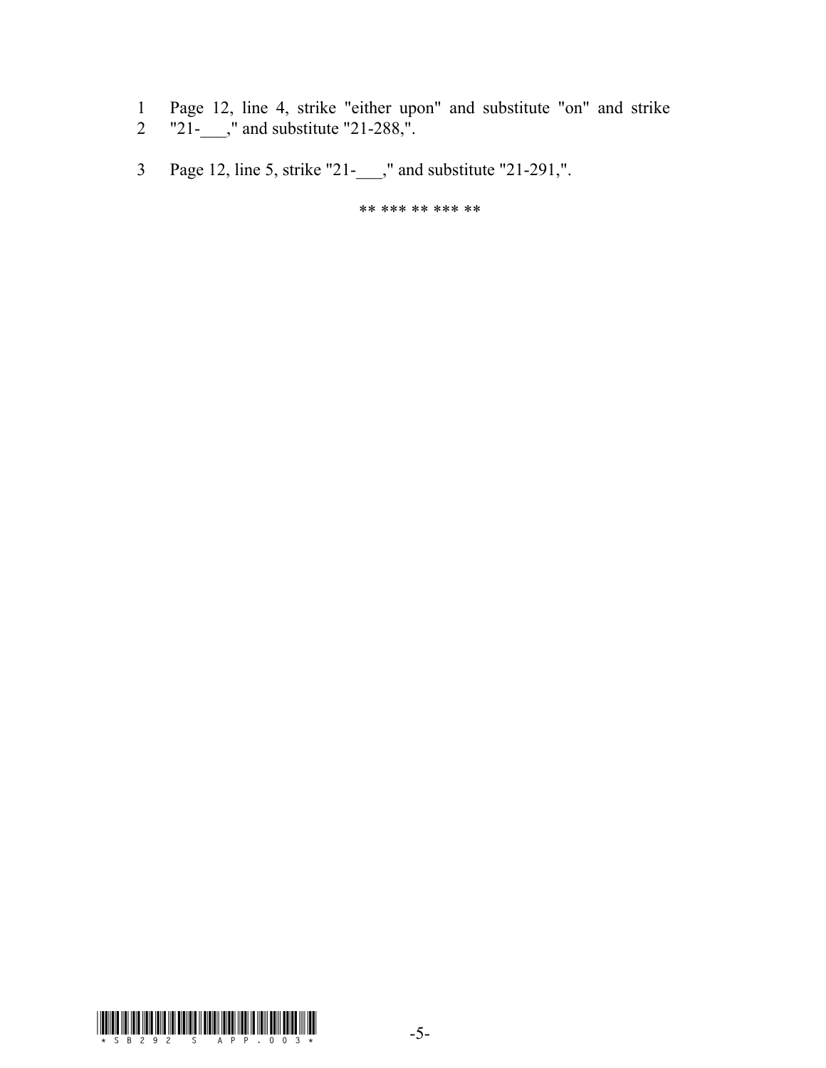1 Page 12, line 4, strike "either upon" and substitute "on" and strike
2 "21-___," and substitute "21-288,".

3 Page 12, line 5, strike "21-___," and substitute "21-291,".

** *** ** *** **

*SB292 S APP.003*